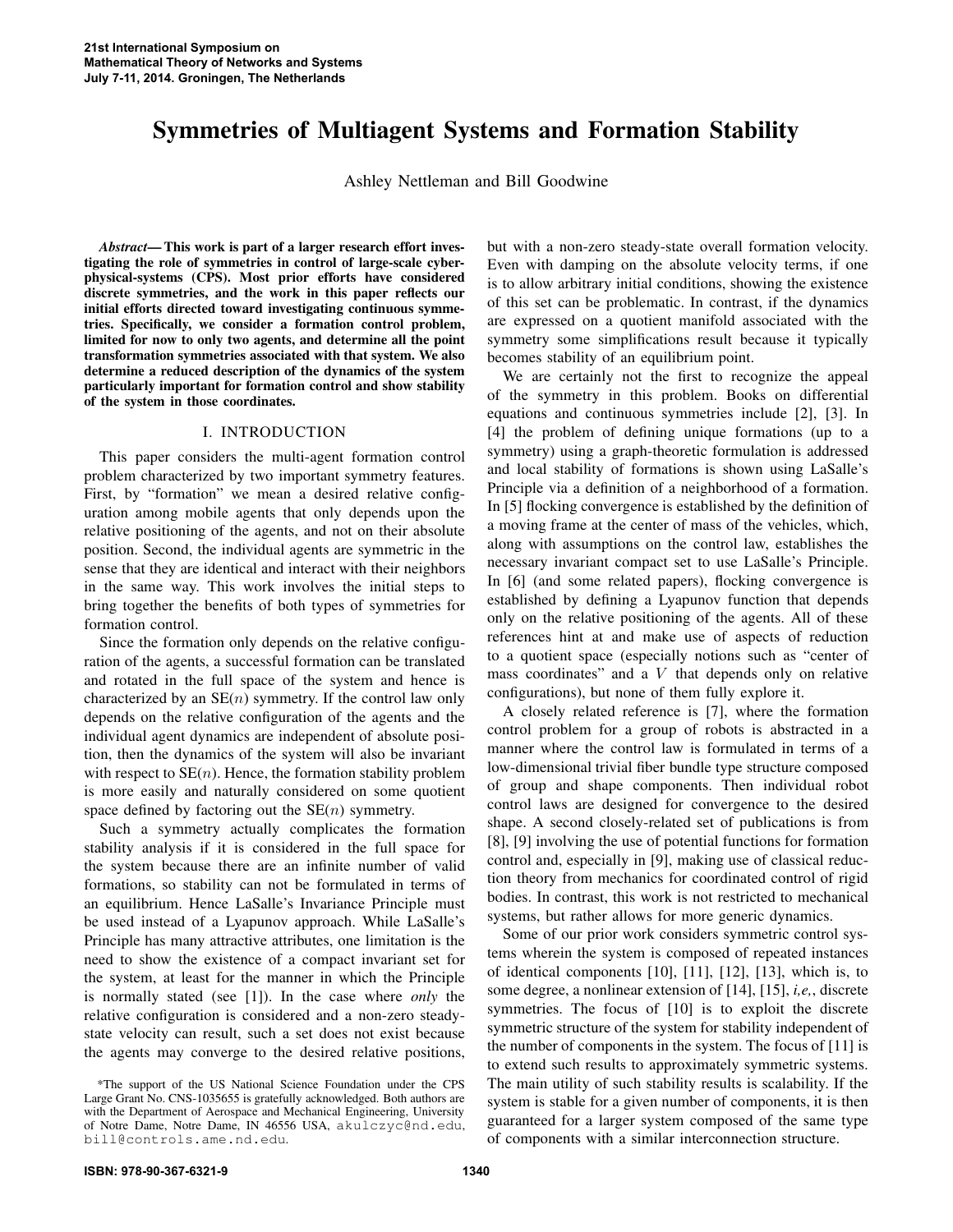# Symmetries of Multiagent Systems and Formation Stability

Ashley Nettleman and Bill Goodwine

***Abstract*— This work is part of a larger research effort investigating the role of symmetries in control of large-scale cyber-physical-systems (CPS). Most prior efforts have considered discrete symmetries, and the work in this paper reflects our initial efforts directed toward investigating continuous symmetries. Specifically, we consider a formation control problem, limited for now to only two agents, and determine all the point transformation symmetries associated with that system. We also determine a reduced description of the dynamics of the system particularly important for formation control and show stability of the system in those coordinates.**

## I. INTRODUCTION

This paper considers the multi-agent formation control problem characterized by two important symmetry features. First, by "formation" we mean a desired relative configuration among mobile agents that only depends upon the relative positioning of the agents, and not on their absolute position. Second, the individual agents are symmetric in the sense that they are identical and interact with their neighbors in the same way. This work involves the initial steps to bring together the benefits of both types of symmetries for formation control.

Since the formation only depends on the relative configuration of the agents, a successful formation can be translated and rotated in the full space of the system and hence is characterized by an SE$(n)$ symmetry. If the control law only depends on the relative configuration of the agents and the individual agent dynamics are independent of absolute position, then the dynamics of the system will also be invariant with respect to SE$(n)$. Hence, the formation stability problem is more easily and naturally considered on some quotient space defined by factoring out the SE$(n)$ symmetry.

Such a symmetry actually complicates the formation stability analysis if it is considered in the full space for the system because there are an infinite number of valid formations, so stability can not be formulated in terms of an equilibrium. Hence LaSalle's Invariance Principle must be used instead of a Lyapunov approach. While LaSalle's Principle has many attractive attributes, one limitation is the need to show the existence of a compact invariant set for the system, at least for the manner in which the Principle is normally stated (see [1]). In the case where *only* the relative configuration is considered and a non-zero steady-state velocity can result, such a set does not exist because the agents may converge to the desired relative positions, but with a non-zero steady-state overall formation velocity. Even with damping on the absolute velocity terms, if one is to allow arbitrary initial conditions, showing the existence of this set can be problematic. In contrast, if the dynamics are expressed on a quotient manifold associated with the symmetry some simplifications result because it typically becomes stability of an equilibrium point.

We are certainly not the first to recognize the appeal of the symmetry in this problem. Books on differential equations and continuous symmetries include [2], [3]. In [4] the problem of defining unique formations (up to a symmetry) using a graph-theoretic formulation is addressed and local stability of formations is shown using LaSalle's Principle via a definition of a neighborhood of a formation. In [5] flocking convergence is established by the definition of a moving frame at the center of mass of the vehicles, which, along with assumptions on the control law, establishes the necessary invariant compact set to use LaSalle's Principle. In [6] (and some related papers), flocking convergence is established by defining a Lyapunov function that depends only on the relative positioning of the agents. All of these references hint at and make use of aspects of reduction to a quotient space (especially notions such as "center of mass coordinates" and a $V$ that depends only on relative configurations), but none of them fully explore it.

A closely related reference is [7], where the formation control problem for a group of robots is abstracted in a manner where the control law is formulated in terms of a low-dimensional trivial fiber bundle type structure composed of group and shape components. Then individual robot control laws are designed for convergence to the desired shape. A second closely-related set of publications is from [8], [9] involving the use of potential functions for formation control and, especially in [9], making use of classical reduction theory from mechanics for coordinated control of rigid bodies. In contrast, this work is not restricted to mechanical systems, but rather allows for more generic dynamics.

Some of our prior work considers symmetric control systems wherein the system is composed of repeated instances of identical components [10], [11], [12], [13], which is, to some degree, a nonlinear extension of [14], [15], *i,e,*, discrete symmetries. The focus of [10] is to exploit the discrete symmetric structure of the system for stability independent of the number of components in the system. The focus of [11] is to extend such results to approximately symmetric systems. The main utility of such stability results is scalability. If the system is stable for a given number of components, it is then guaranteed for a larger system composed of the same type of components with a similar interconnection structure.

*The support of the US National Science Foundation under the CPS Large Grant No. CNS-1035655 is gratefully acknowledged. Both authors are with the Department of Aerospace and Mechanical Engineering, University of Notre Dame, Notre Dame, IN 46556 USA, akulczyc@nd.edu, bill@controls.ame.nd.edu.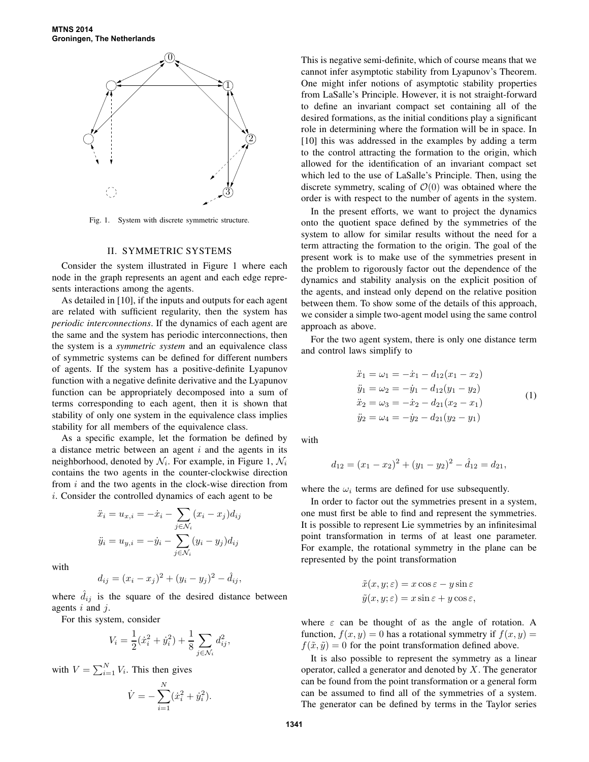Fig. 1. System with discrete symmetric structure.

## II. SYMMETRIC SYSTEMS

Consider the system illustrated in Figure 1 where each node in the graph represents an agent and each edge represents interactions among the agents.

As detailed in [10], if the inputs and outputs for each agent are related with sufficient regularity, then the system has *periodic interconnections*. If the dynamics of each agent are the same and the system has periodic interconnections, then the system is a *symmetric system* and an equivalence class of symmetric systems can be defined for different numbers of agents. If the system has a positive-definite Lyapunov function with a negative definite derivative and the Lyapunov function can be appropriately decomposed into a sum of terms corresponding to each agent, then it is shown that stability of only one system in the equivalence class implies stability for all members of the equivalence class.

As a specific example, let the formation be defined by a distance metric between an agent $i$ and the agents in its neighborhood, denoted by $\mathcal{N}_i$. For example, in Figure 1, $\mathcal{N}_i$ contains the two agents in the counter-clockwise direction from $i$ and the two agents in the clock-wise direction from $i$. Consider the controlled dynamics of each agent to be

$$\ddot{x}_i = u_{x,i} = -\dot{x}_i - \sum_{j \in \mathcal{N}_i} (x_i - x_j) d_{ij}$$
$$\ddot{y}_i = u_{y,i} = -\dot{y}_i - \sum_{j \in \mathcal{N}_i} (y_i - y_j) d_{ij}$$

with

$$d_{ij} = (x_i - x_j)^2 + (y_i - y_j)^2 - \hat{d}_{ij},$$

where $\hat{d}_{ij}$ is the square of the desired distance between agents $i$ and $j$.

For this system, consider

$$V_i = \frac{1}{2}(\dot{x}_i^2 + \dot{y}_i^2) + \frac{1}{8} \sum_{j \in \mathcal{N}_i} d_{ij}^2,$$

with $V = \sum_{i=1}^{N} V_i$. This then gives

$$\dot{V} = -\sum_{i=1}^{N} (\dot{x}_i^2 + \dot{y}_i^2).$$

This is negative semi-definite, which of course means that we cannot infer asymptotic stability from Lyapunov's Theorem. One might infer notions of asymptotic stability properties from LaSalle's Principle. However, it is not straight-forward to define an invariant compact set containing all of the desired formations, as the initial conditions play a significant role in determining where the formation will be in space. In [10] this was addressed in the examples by adding a term to the control attracting the formation to the origin, which allowed for the identification of an invariant compact set which led to the use of LaSalle's Principle. Then, using the discrete symmetry, scaling of $\mathcal{O}(0)$ was obtained where the order is with respect to the number of agents in the system.

In the present efforts, we want to project the dynamics onto the quotient space defined by the symmetries of the system to allow for similar results without the need for a term attracting the formation to the origin. The goal of the present work is to make use of the symmetries present in the problem to rigorously factor out the dependence of the dynamics and stability analysis on the explicit position of the agents, and instead only depend on the relative position between them. To show some of the details of this approach, we consider a simple two-agent model using the same control approach as above.

For the two agent system, there is only one distance term and control laws simplify to

$$\begin{aligned}
\ddot{x}_1 &= \omega_1 = -\dot{x}_1 - d_{12}(x_1 - x_2) \\
\ddot{y}_1 &= \omega_2 = -\dot{y}_1 - d_{12}(y_1 - y_2) \\
\ddot{x}_2 &= \omega_3 = -\dot{x}_2 - d_{21}(x_2 - x_1) \\
\ddot{y}_2 &= \omega_4 = -\dot{y}_2 - d_{21}(y_2 - y_1)
\end{aligned} \tag{1}$$

with

$$d_{12} = (x_1 - x_2)^2 + (y_1 - y_2)^2 - \hat{d}_{12} = d_{21},$$

where the $\omega_i$ terms are defined for use subsequently.

In order to factor out the symmetries present in a system, one must first be able to find and represent the symmetries. It is possible to represent Lie symmetries by an infinitesimal point transformation in terms of at least one parameter. For example, the rotational symmetry in the plane can be represented by the point transformation

$$\tilde{x}(x, y; \varepsilon) = x \cos \varepsilon - y \sin \varepsilon$$
$$\tilde{y}(x, y; \varepsilon) = x \sin \varepsilon + y \cos \varepsilon,$$

where $\varepsilon$ can be thought of as the angle of rotation. A function, $f(x, y) = 0$ has a rotational symmetry if $f(x, y) = f(\tilde{x}, \tilde{y}) = 0$ for the point transformation defined above.

It is also possible to represent the symmetry as a linear operator, called a generator and denoted by $X$. The generator can be found from the point transformation or a general form can be assumed to find all of the symmetries of a system. The generator can be defined by terms in the Taylor series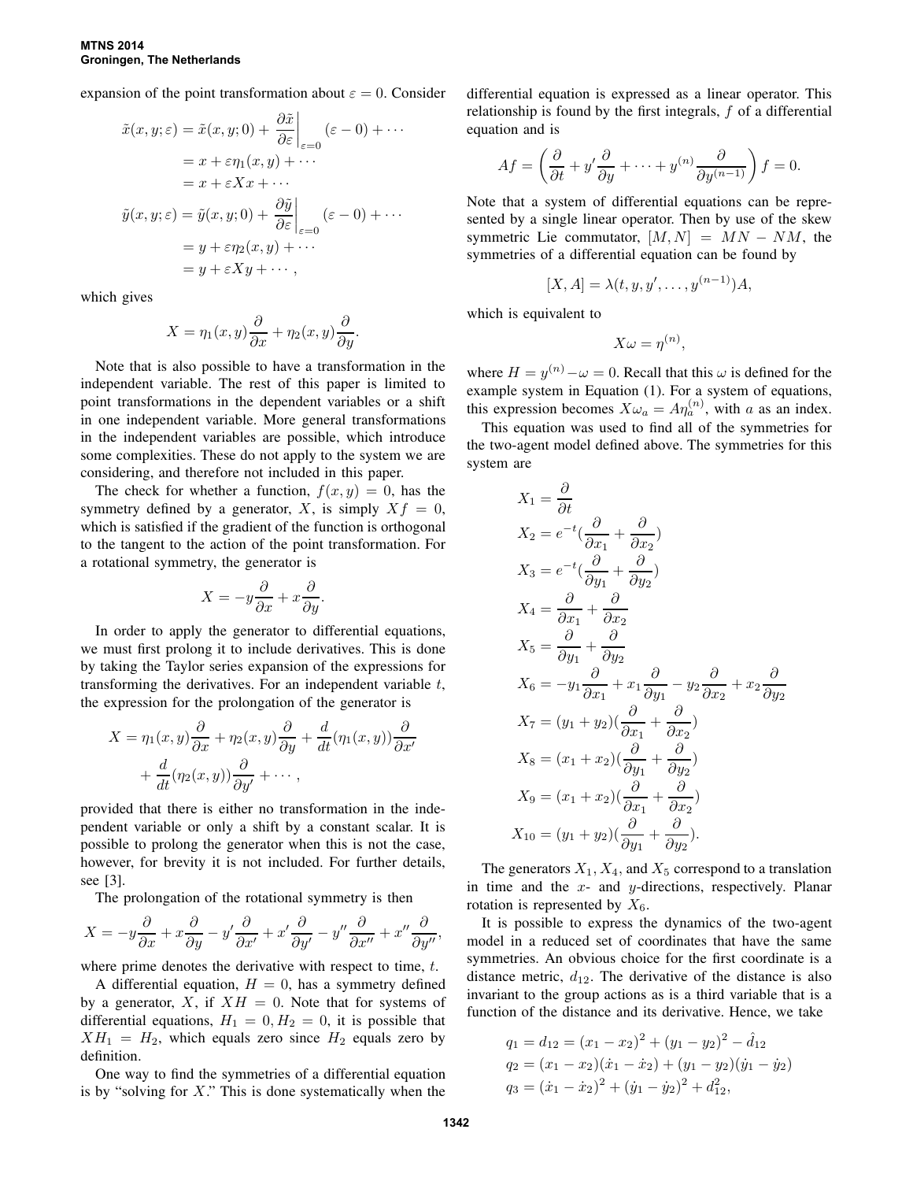expansion of the point transformation about $\varepsilon = 0$. Consider

$$\begin{aligned}
\tilde{x}(x, y; \varepsilon) &= \tilde{x}(x, y; 0) + \left.\frac{\partial \tilde{x}}{\partial \varepsilon}\right|_{\varepsilon=0} (\varepsilon - 0) + \cdots \\
&= x + \varepsilon \eta_1(x, y) + \cdots \\
&= x + \varepsilon X x + \cdots \\
\tilde{y}(x, y; \varepsilon) &= \tilde{y}(x, y; 0) + \left.\frac{\partial \tilde{y}}{\partial \varepsilon}\right|_{\varepsilon=0} (\varepsilon - 0) + \cdots \\
&= y + \varepsilon \eta_2(x, y) + \cdots \\
&= y + \varepsilon X y + \cdots ,
\end{aligned}$$

which gives

$$X = \eta_1(x, y)\frac{\partial}{\partial x} + \eta_2(x, y)\frac{\partial}{\partial y}.$$

Note that is also possible to have a transformation in the independent variable. The rest of this paper is limited to point transformations in the dependent variables or a shift in one independent variable. More general transformations in the independent variables are possible, which introduce some complexities. These do not apply to the system we are considering, and therefore not included in this paper.

The check for whether a function, $f(x, y) = 0$, has the symmetry defined by a generator, $X$, is simply $Xf = 0$, which is satisfied if the gradient of the function is orthogonal to the tangent to the action of the point transformation. For a rotational symmetry, the generator is

$$X = -y\frac{\partial}{\partial x} + x\frac{\partial}{\partial y}.$$

In order to apply the generator to differential equations, we must first prolong it to include derivatives. This is done by taking the Taylor series expansion of the expressions for transforming the derivatives. For an independent variable $t$, the expression for the prolongation of the generator is

$$\begin{aligned}
X = \eta_1(x, y)\frac{\partial}{\partial x} + \eta_2(x, y)\frac{\partial}{\partial y} + \frac{d}{dt}(\eta_1(x, y))\frac{\partial}{\partial x'} \\
+ \frac{d}{dt}(\eta_2(x, y))\frac{\partial}{\partial y'} + \cdots ,
\end{aligned}$$

provided that there is either no transformation in the independent variable or only a shift by a constant scalar. It is possible to prolong the generator when this is not the case, however, for brevity it is not included. For further details, see [3].

The prolongation of the rotational symmetry is then

$$X = -y\frac{\partial}{\partial x} + x\frac{\partial}{\partial y} - y'\frac{\partial}{\partial x'} + x'\frac{\partial}{\partial y'} - y''\frac{\partial}{\partial x''} + x''\frac{\partial}{\partial y''},$$

where prime denotes the derivative with respect to time, $t$.

A differential equation, $H = 0$, has a symmetry defined by a generator, $X$, if $XH = 0$. Note that for systems of differential equations, $H_1 = 0, H_2 = 0$, it is possible that $XH_1 = H_2$, which equals zero since $H_2$ equals zero by definition.

One way to find the symmetries of a differential equation is by "solving for $X$." This is done systematically when the differential equation is expressed as a linear operator. This relationship is found by the first integrals, $f$ of a differential equation and is

$$Af = \left(\frac{\partial}{\partial t} + y'\frac{\partial}{\partial y} + \cdots + y^{(n)}\frac{\partial}{\partial y^{(n-1)}}\right) f = 0.$$

Note that a system of differential equations can be represented by a single linear operator. Then by use of the skew symmetric Lie commutator, $[M, N] = MN - NM$, the symmetries of a differential equation can be found by

$$[X, A] = \lambda(t, y, y', \ldots, y^{(n-1)})A,$$

which is equivalent to

$$X\omega = \eta^{(n)},$$

where $H = y^{(n)} - \omega = 0$. Recall that this $\omega$ is defined for the example system in Equation (1). For a system of equations, this expression becomes $X\omega_a = A\eta_a^{(n)}$, with $a$ as an index.

This equation was used to find all of the symmetries for the two-agent model defined above. The symmetries for this system are

$$\begin{aligned}
X_1 &= \frac{\partial}{\partial t} \\
X_2 &= e^{-t}(\frac{\partial}{\partial x_1} + \frac{\partial}{\partial x_2}) \\
X_3 &= e^{-t}(\frac{\partial}{\partial y_1} + \frac{\partial}{\partial y_2}) \\
X_4 &= \frac{\partial}{\partial x_1} + \frac{\partial}{\partial x_2} \\
X_5 &= \frac{\partial}{\partial y_1} + \frac{\partial}{\partial y_2} \\
X_6 &= -y_1\frac{\partial}{\partial x_1} + x_1\frac{\partial}{\partial y_1} - y_2\frac{\partial}{\partial x_2} + x_2\frac{\partial}{\partial y_2} \\
X_7 &= (y_1 + y_2)(\frac{\partial}{\partial x_1} + \frac{\partial}{\partial x_2}) \\
X_8 &= (x_1 + x_2)(\frac{\partial}{\partial y_1} + \frac{\partial}{\partial y_2}) \\
X_9 &= (x_1 + x_2)(\frac{\partial}{\partial x_1} + \frac{\partial}{\partial x_2}) \\
X_{10} &= (y_1 + y_2)(\frac{\partial}{\partial y_1} + \frac{\partial}{\partial y_2}).
\end{aligned}$$

The generators $X_1$, $X_4$, and $X_5$ correspond to a translation in time and the $x$- and $y$-directions, respectively. Planar rotation is represented by $X_6$.

It is possible to express the dynamics of the two-agent model in a reduced set of coordinates that have the same symmetries. An obvious choice for the first coordinate is a distance metric, $d_{12}$. The derivative of the distance is also invariant to the group actions as is a third variable that is a function of the distance and its derivative. Hence, we take

$$\begin{aligned}
q_1 &= d_{12} = (x_1 - x_2)^2 + (y_1 - y_2)^2 - \hat{d}_{12} \\
q_2 &= (x_1 - x_2)(\dot{x}_1 - \dot{x}_2) + (y_1 - y_2)(\dot{y}_1 - \dot{y}_2) \\
q_3 &= (\dot{x}_1 - \dot{x}_2)^2 + (\dot{y}_1 - \dot{y}_2)^2 + d_{12}^2,
\end{aligned}$$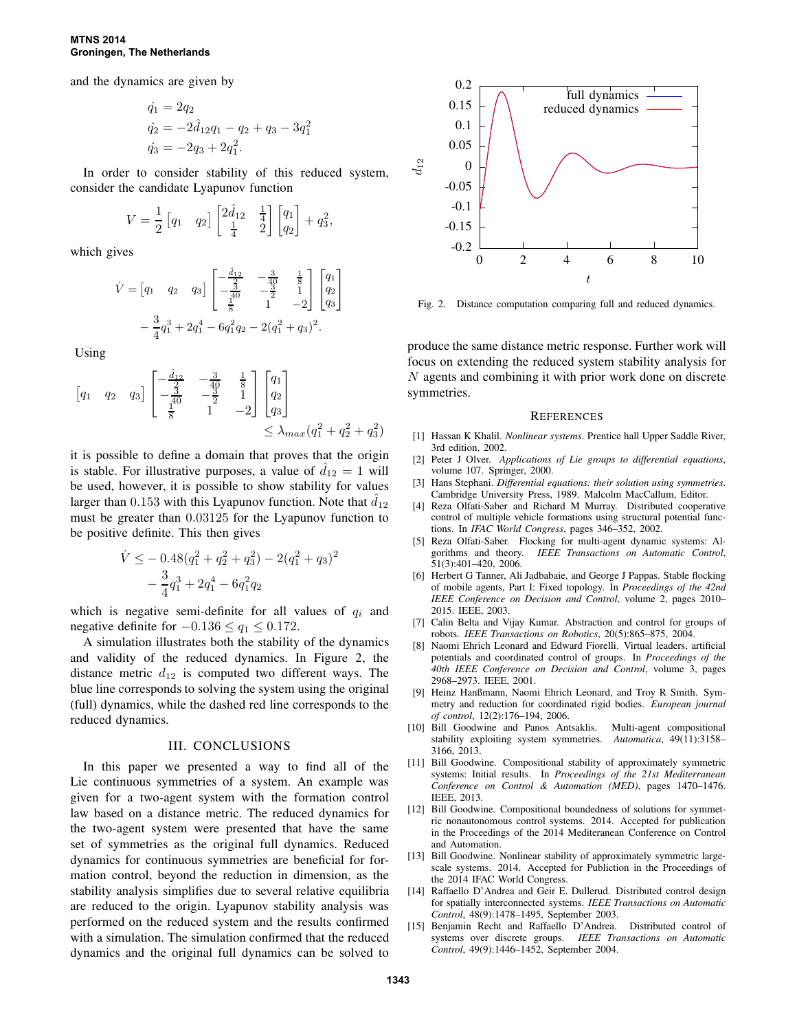and the dynamics are given by

$$
\begin{aligned}
\dot{q}_1 &= 2q_2 \\
\dot{q}_2 &= -2\hat{d}_{12}q_1 - q_2 + q_3 - 3q_1^2 \\
\dot{q}_3 &= -2q_3 + 2q_1^2.
\end{aligned}
$$

In order to consider stability of this reduced system, consider the candidate Lyapunov function

$$
V = \frac{1}{2}\begin{bmatrix} q_1 & q_2 \end{bmatrix} \begin{bmatrix} 2\hat{d}_{12} & \frac{1}{4} \\ \frac{1}{4} & 2 \end{bmatrix} \begin{bmatrix} q_1 \\ q_2 \end{bmatrix} + q_3^2,
$$

which gives

$$
\begin{aligned}
\dot{V} = &\begin{bmatrix} q_1 & q_2 & q_3 \end{bmatrix} \begin{bmatrix} -\frac{\hat{d}_{12}}{2} & -\frac{3}{40} & \frac{1}{8} \\ -\frac{3}{40} & -\frac{3}{2} & 1 \\ \frac{1}{8} & 1 & -2 \end{bmatrix} \begin{bmatrix} q_1 \\ q_2 \\ q_3 \end{bmatrix} \\
&- \frac{3}{4}q_1^3 + 2q_1^4 - 6q_1^2 q_2 - 2(q_1^2 + q_3)^2.
\end{aligned}
$$

Using

$$
\begin{bmatrix} q_1 & q_2 & q_3 \end{bmatrix} \begin{bmatrix} -\frac{\hat{d}_{12}}{2} & -\frac{3}{40} & \frac{1}{8} \\ -\frac{3}{40} & -\frac{3}{2} & 1 \\ \frac{1}{8} & 1 & -2 \end{bmatrix} \begin{bmatrix} q_1 \\ q_2 \\ q_3 \end{bmatrix} \leq \lambda_{max}(q_1^2 + q_2^2 + q_3^2)
$$

it is possible to define a domain that proves that the origin is stable. For illustrative purposes, a value of $\hat{d}_{12} = 1$ will be used, however, it is possible to show stability for values larger than $0.153$ with this Lyapunov function. Note that $\hat{d}_{12}$ must be greater than $0.03125$ for the Lyapunov function to be positive definite. This then gives

$$
\begin{aligned}
\dot{V} \leq &-0.48(q_1^2 + q_2^2 + q_3^2) - 2(q_1^2 + q_3)^2 \\
&- \frac{3}{4}q_1^3 + 2q_1^4 - 6q_1^2 q_2
\end{aligned}
$$

which is negative semi-definite for all values of $q_i$ and negative definite for $-0.136 \leq q_1 \leq 0.172$.

A simulation illustrates both the stability of the dynamics and validity of the reduced dynamics. In Figure 2, the distance metric $d_{12}$ is computed two different ways. The blue line corresponds to solving the system using the original (full) dynamics, while the dashed red line corresponds to the reduced dynamics.

## III. CONCLUSIONS

In this paper we presented a way to find all of the Lie continuous symmetries of a system. An example was given for a two-agent system with the formation control law based on a distance metric. The reduced dynamics for the two-agent system were presented that have the same set of symmetries as the original full dynamics. Reduced dynamics for continuous symmetries are beneficial for formation control, beyond the reduction in dimension, as the stability analysis simplifies due to several relative equilibria are reduced to the origin. Lyapunov stability analysis was performed on the reduced system and the results confirmed with a simulation. The simulation confirmed that the reduced dynamics and the original full dynamics can be solved to produce the same distance metric response. Further work will focus on extending the reduced system stability analysis for $N$ agents and combining it with prior work done on discrete symmetries.

full dynamics
reduced dynamics
$d_{12}$
0.2
0.15
0.1
0.05
0
-0.05
-0.1
-0.15
-0.2
0
2
4
6
8
10
$t$

Fig. 2. Distance computation comparing full and reduced dynamics.

## REFERENCES

[1] Hassan K Khalil. *Nonlinear systems*. Prentice hall Upper Saddle River, 3rd edition, 2002.

[2] Peter J Olver. *Applications of Lie groups to differential equations*, volume 107. Springer, 2000.

[3] Hans Stephani. *Differential equations: their solution using symmetries*. Cambridge University Press, 1989. Malcolm MacCallum, Editor.

[4] Reza Olfati-Saber and Richard M Murray. Distributed cooperative control of multiple vehicle formations using structural potential functions. In *IFAC World Congress*, pages 346–352, 2002.

[5] Reza Olfati-Saber. Flocking for multi-agent dynamic systems: Algorithms and theory. *IEEE Transactions on Automatic Control*, 51(3):401–420, 2006.

[6] Herbert G Tanner, Ali Jadbabaie, and George J Pappas. Stable flocking of mobile agents, Part I: Fixed topology. In *Proceedings of the 42nd IEEE Conference on Decision and Control*, volume 2, pages 2010–2015. IEEE, 2003.

[7] Calin Belta and Vijay Kumar. Abstraction and control for groups of robots. *IEEE Transactions on Robotics*, 20(5):865–875, 2004.

[8] Naomi Ehrich Leonard and Edward Fiorelli. Virtual leaders, artificial potentials and coordinated control of groups. In *Proceedings of the 40th IEEE Conference on Decision and Control*, volume 3, pages 2968–2973. IEEE, 2001.

[9] Heinz Hanßmann, Naomi Ehrich Leonard, and Troy R Smith. Symmetry and reduction for coordinated rigid bodies. *European journal of control*, 12(2):176–194, 2006.

[10] Bill Goodwine and Panos Antsaklis. Multi-agent compositional stability exploiting system symmetries. *Automatica*, 49(11):3158–3166, 2013.

[11] Bill Goodwine. Compositional stability of approximately symmetric systems: Initial results. In *Proceedings of the 21st Mediterranean Conference on Control & Automation (MED)*, pages 1470–1476. IEEE, 2013.

[12] Bill Goodwine. Compositional boundedness of solutions for symmetric nonautonomous control systems. 2014. Accepted for publication in the Proceedings of the 2014 Mediterranean Conference on Control and Automation.

[13] Bill Goodwine. Nonlinear stability of approximately symmetric large-scale systems. 2014. Accepted for Publiction in the Proceedings of the 2014 IFAC World Congress.

[14] Raffaello D'Andrea and Geir E. Dullerud. Distributed control design for spatially interconnected systems. *IEEE Transactions on Automatic Control*, 48(9):1478–1495, September 2003.

[15] Benjamin Recht and Raffaello D'Andrea. Distributed control of systems over discrete groups. *IEEE Transactions on Automatic Control*, 49(9):1446–1452, September 2004.